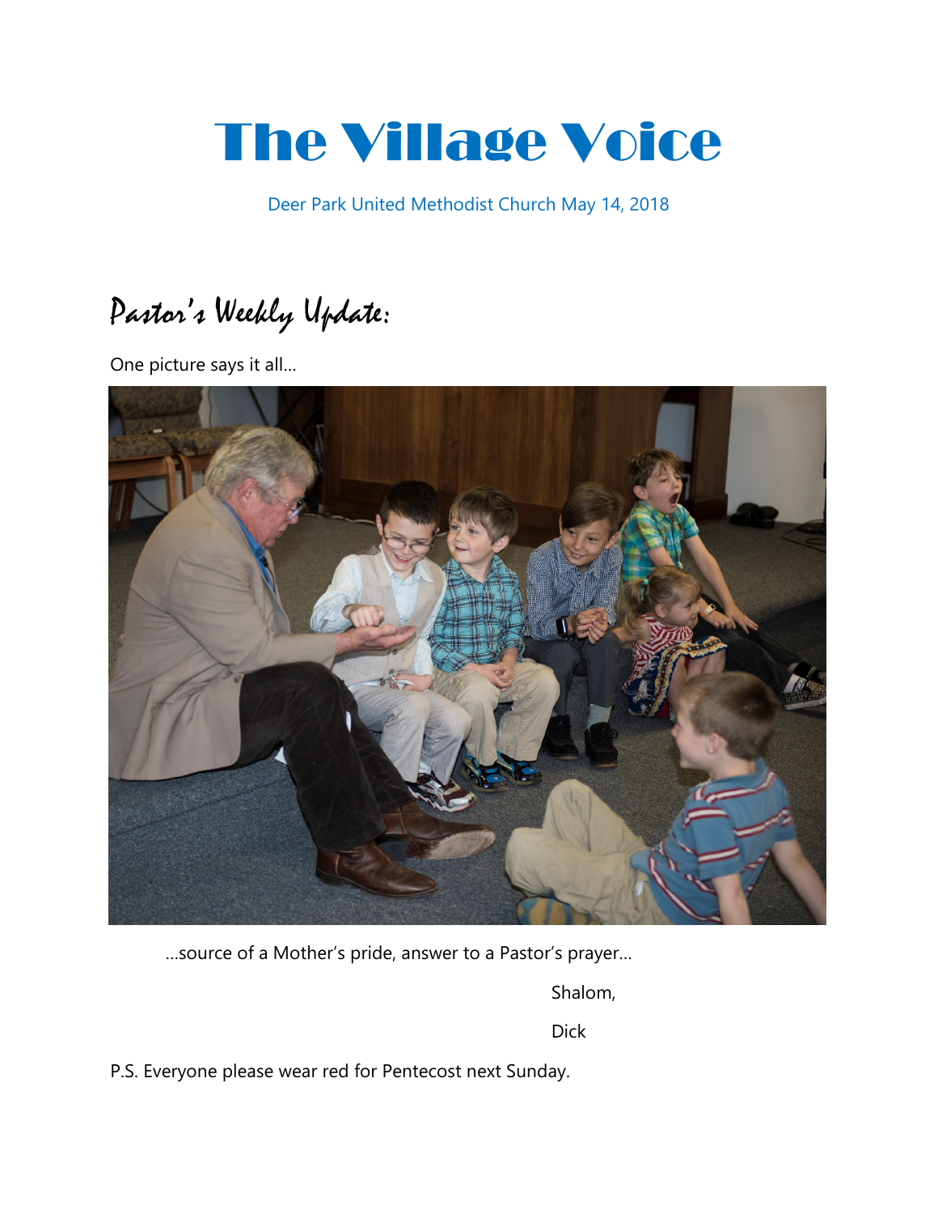# The Village Voice

Deer Park United Methodist Church May 14, 2018

## Pastor's Weekly Update:

One picture says it all…

…source of a Mother's pride, answer to a Pastor's prayer…

Shalom,

Dick

P.S. Everyone please wear red for Pentecost next Sunday.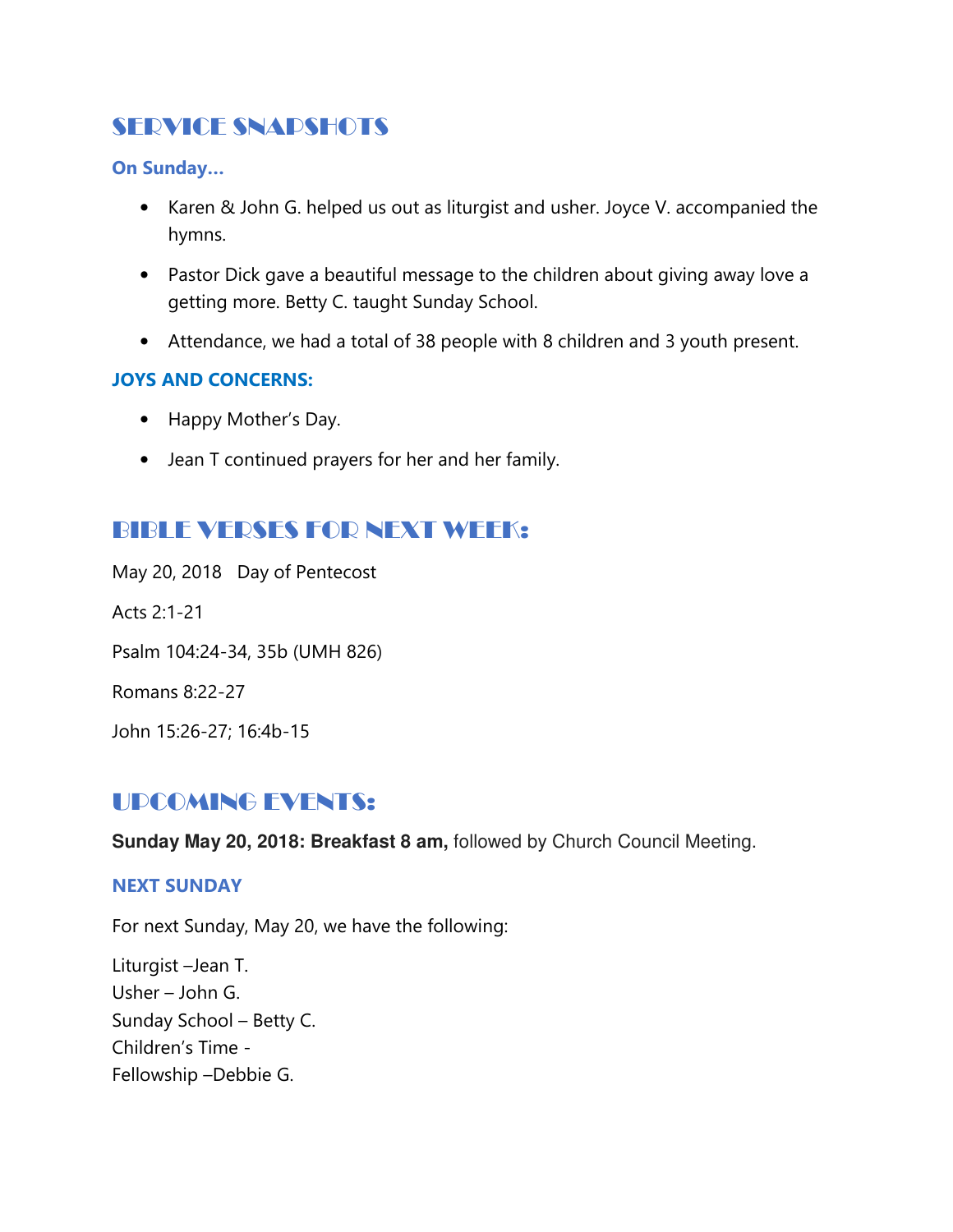## SERVICE SNAPSHOTS

### On Sunday...

- Karen & John G. helped us out as liturgist and usher. Joyce V. accompanied the hymns.
- Pastor Dick gave a beautiful message to the children about giving away love a getting more. Betty C. taught Sunday School.
- Attendance, we had a total of 38 people with 8 children and 3 youth present.

### JOYS AND CONCERNS:

- Happy Mother's Day.
- Jean T continued prayers for her and her family.

## BIBLE VERSES FOR NEXT WEEK:

May 20, 2018 Day of Pentecost

Acts 2:1-21

Psalm 104:24-34, 35b (UMH 826)

Romans 8:22-27

John 15:26-27; 16:4b-15

## UPCOMING EVENTS:

**Sunday May 20, 2018: Breakfast 8 am,** followed by Church Council Meeting.

### NEXT SUNDAY

For next Sunday, May 20, we have the following:

Liturgist –Jean T.
Usher – John G.
Sunday School – Betty C.
Children's Time -
Fellowship –Debbie G.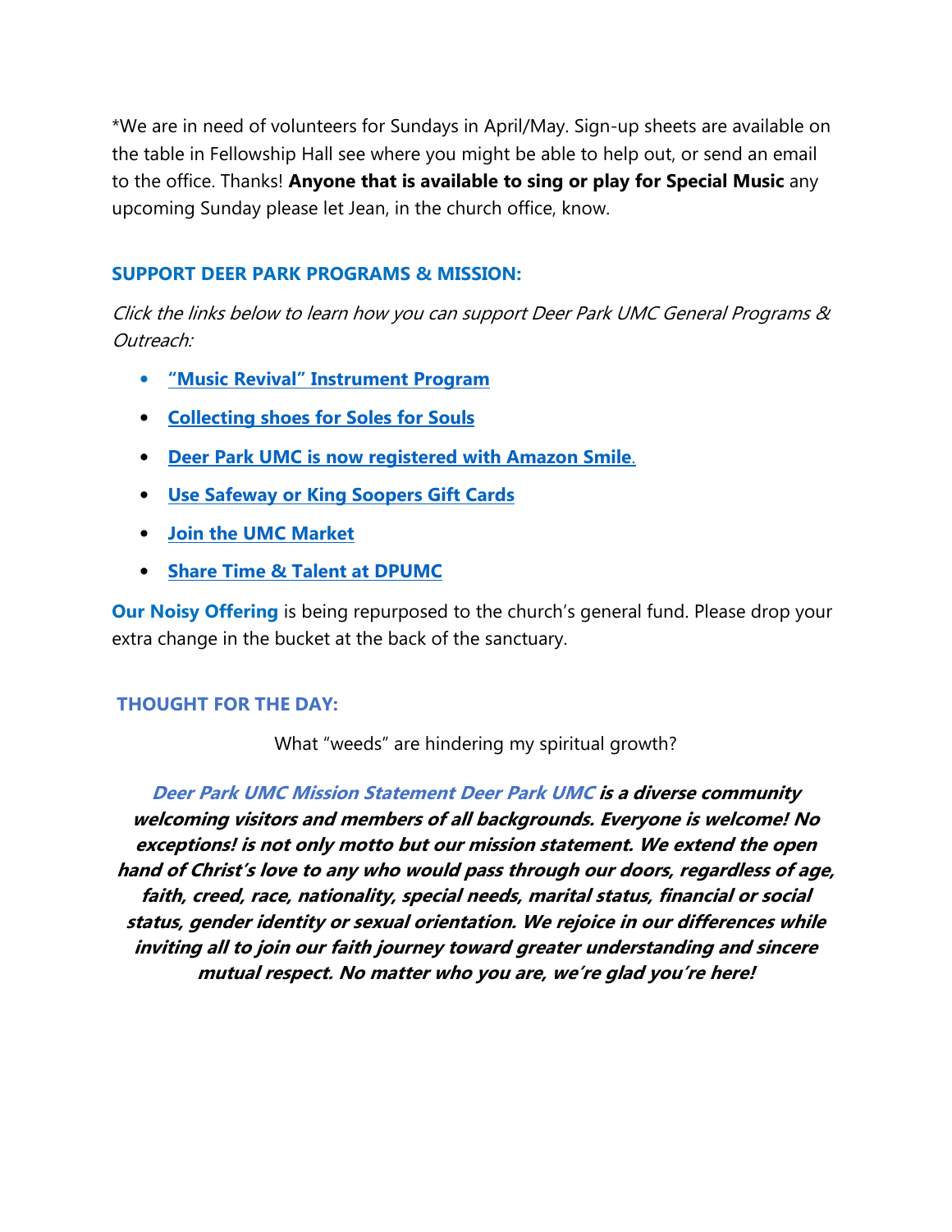*We are in need of volunteers for Sundays in April/May. Sign-up sheets are available on the table in Fellowship Hall see where you might be able to help out, or send an email to the office. Thanks! **Anyone that is available to sing or play for Special Music** any upcoming Sunday please let Jean, in the church office, know.

## SUPPORT DEER PARK PROGRAMS & MISSION:

*Click the links below to learn how you can support Deer Park UMC General Programs & Outreach:*

- **"Music Revival" Instrument Program**
- **Collecting shoes for Soles for Souls**
- **Deer Park UMC is now registered with Amazon Smile**.
- **Use Safeway or King Soopers Gift Cards**
- **Join the UMC Market**
- **Share Time & Talent at DPUMC**

**Our Noisy Offering** is being repurposed to the church's general fund. Please drop your extra change in the bucket at the back of the sanctuary.

## THOUGHT FOR THE DAY:

What "weeds" are hindering my spiritual growth?

***Deer Park UMC Mission Statement Deer Park UMC is a diverse community welcoming visitors and members of all backgrounds. Everyone is welcome! No exceptions! is not only motto but our mission statement. We extend the open hand of Christ's love to any who would pass through our doors, regardless of age, faith, creed, race, nationality, special needs, marital status, financial or social status, gender identity or sexual orientation. We rejoice in our differences while inviting all to join our faith journey toward greater understanding and sincere mutual respect. No matter who you are, we're glad you're here!***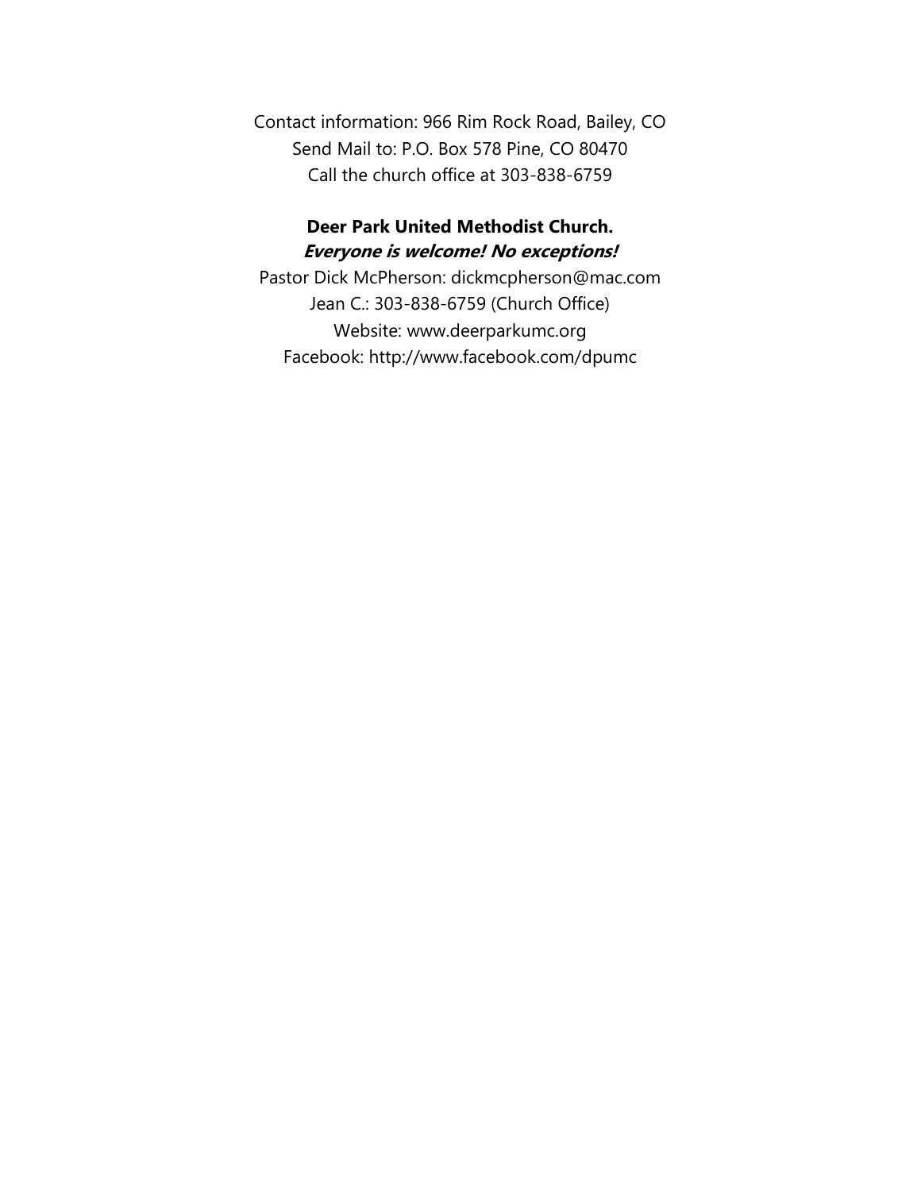Contact information: 966 Rim Rock Road, Bailey, CO
Send Mail to: P.O. Box 578 Pine, CO 80470
Call the church office at 303-838-6759

**Deer Park United Methodist Church.**
***Everyone is welcome! No exceptions!***
Pastor Dick McPherson: dickmcpherson@mac.com
Jean C.: 303-838-6759 (Church Office)
Website: www.deerparkumc.org
Facebook: http://www.facebook.com/dpumc